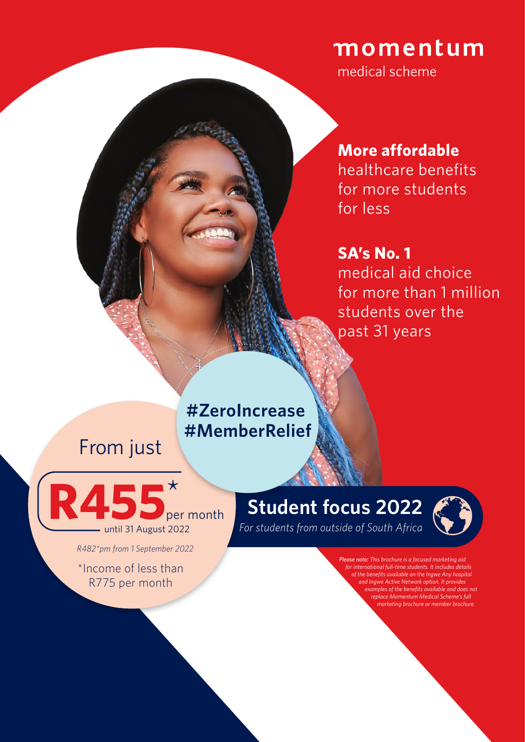# momentum

medical scheme

**More affordable** healthcare benefits for more students for less

**SA's No. 1** medical aid choice for more than 1 million students over the past 31 years

**#ZeroIncrease #MemberRelief**

From just

**R455*** per month

until 31 August 2022

*R482*pm from 1 September 2022*

*Income of less than R775 per month

## Student focus 2022

*For students from outside of South Africa*

***Please note:** This brochure is a focused marketing aid for international full-time students. It includes details of the benefits available on the Ingwe Any hospital and Ingwe Active Network option. It provides examples of the benefits available and does not replace Momentum Medical Scheme's full marketing brochure or member brochure.*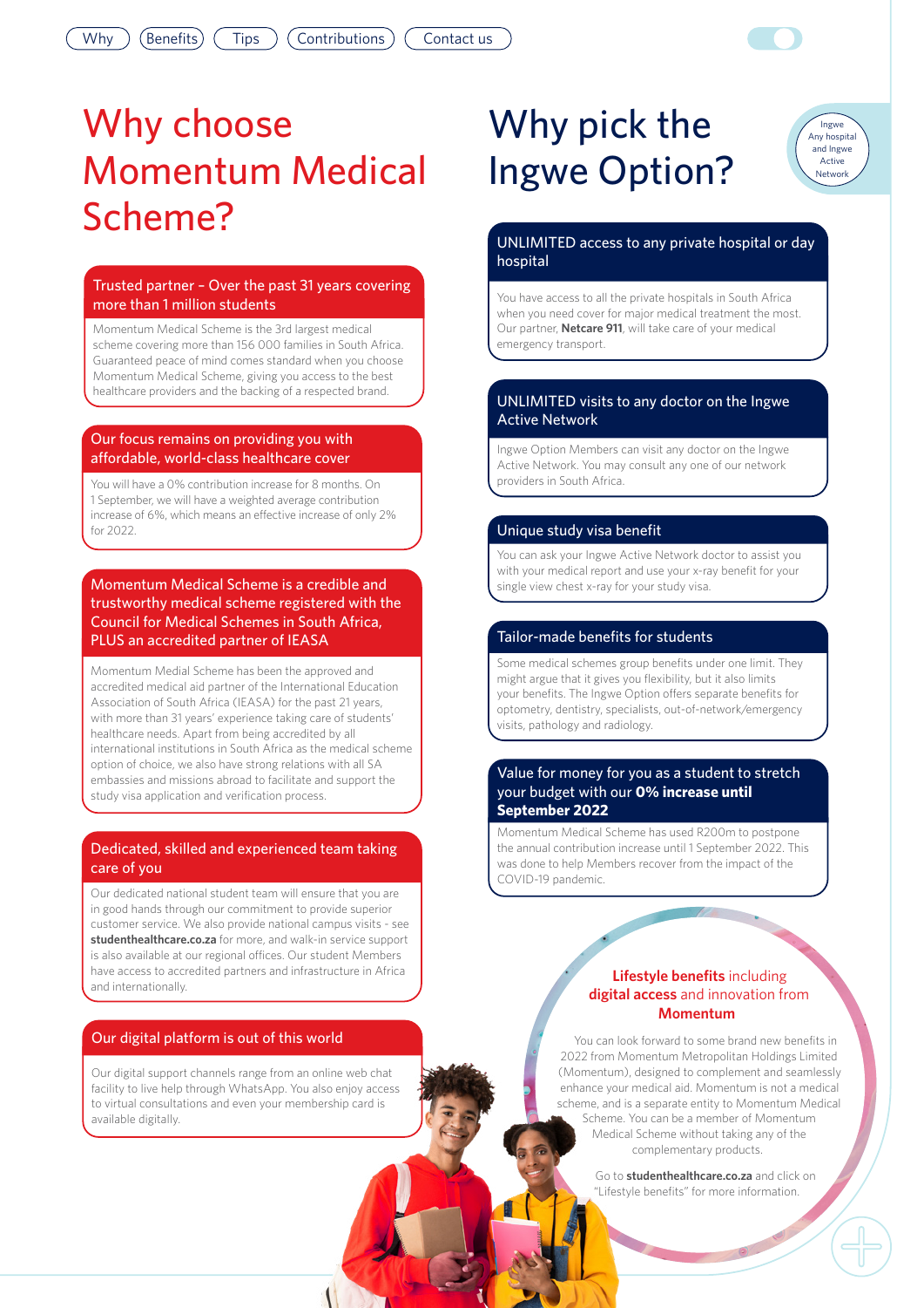Why | Benefits | Tips | Contributions | Contact us

# Why choose Momentum Medical Scheme?

### Trusted partner – Over the past 31 years covering more than 1 million students

Momentum Medical Scheme is the 3rd largest medical scheme covering more than 156 000 families in South Africa. Guaranteed peace of mind comes standard when you choose Momentum Medical Scheme, giving you access to the best healthcare providers and the backing of a respected brand.

### Our focus remains on providing you with affordable, world-class healthcare cover

You will have a 0% contribution increase for 8 months. On 1 September, we will have a weighted average contribution increase of 6%, which means an effective increase of only 2% for 2022.

### Momentum Medical Scheme is a credible and trustworthy medical scheme registered with the Council for Medical Schemes in South Africa, PLUS an accredited partner of IEASA

Momentum Medial Scheme has been the approved and accredited medical aid partner of the International Education Association of South Africa (IEASA) for the past 21 years, with more than 31 years' experience taking care of students' healthcare needs. Apart from being accredited by all international institutions in South Africa as the medical scheme option of choice, we also have strong relations with all SA embassies and missions abroad to facilitate and support the study visa application and verification process.

### Dedicated, skilled and experienced team taking care of you

Our dedicated national student team will ensure that you are in good hands through our commitment to provide superior customer service. We also provide national campus visits - see **studenthealthcare.co.za** for more, and walk-in service support is also available at our regional offices. Our student Members have access to accredited partners and infrastructure in Africa and internationally.

### Our digital platform is out of this world

Our digital support channels range from an online web chat facility to live help through WhatsApp. You also enjoy access to virtual consultations and even your membership card is available digitally.

# Why pick the Ingwe Option?

Ingwe Any hospital and Ingwe Active Network

### UNLIMITED access to any private hospital or day hospital

You have access to all the private hospitals in South Africa when you need cover for major medical treatment the most. Our partner, **Netcare 911**, will take care of your medical emergency transport.

### UNLIMITED visits to any doctor on the Ingwe Active Network

Ingwe Option Members can visit any doctor on the Ingwe Active Network. You may consult any one of our network providers in South Africa.

### Unique study visa benefit

You can ask your Ingwe Active Network doctor to assist you with your medical report and use your x-ray benefit for your single view chest x-ray for your study visa.

### Tailor-made benefits for students

Some medical schemes group benefits under one limit. They might argue that it gives you flexibility, but it also limits your benefits. The Ingwe Option offers separate benefits for optometry, dentistry, specialists, out-of-network/emergency visits, pathology and radiology.

### Value for money for you as a student to stretch your budget with our **0% increase until September 2022**

Momentum Medical Scheme has used R200m to postpone the annual contribution increase until 1 September 2022. This was done to help Members recover from the impact of the COVID-19 pandemic.

### Lifestyle benefits including digital access and innovation from Momentum

You can look forward to some brand new benefits in 2022 from Momentum Metropolitan Holdings Limited (Momentum), designed to complement and seamlessly enhance your medical aid. Momentum is not a medical scheme, and is a separate entity to Momentum Medical Scheme. You can be a member of Momentum Medical Scheme without taking any of the complementary products.

Go to **studenthealthcare.co.za** and click on "Lifestyle benefits" for more information.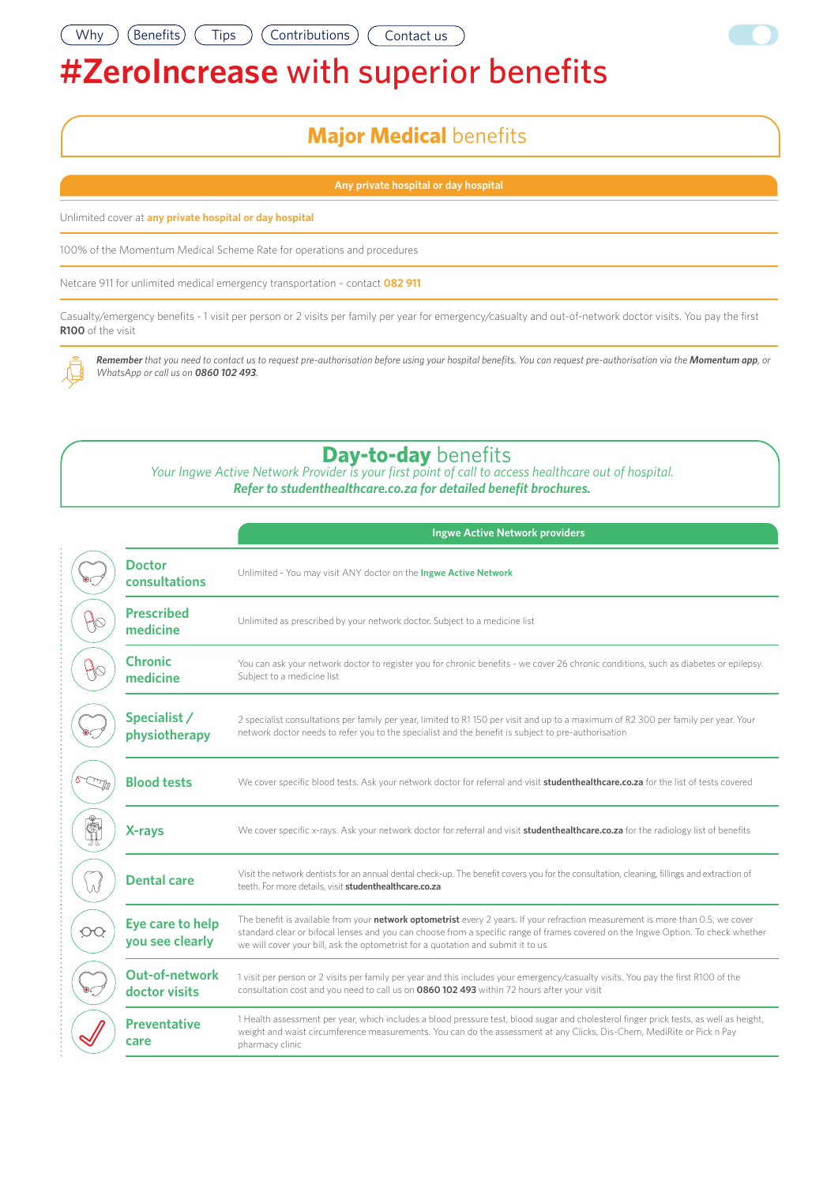Why | Benefits | Tips | Contributions | Contact us

# #ZeroIncrease with superior benefits

## **Major Medical** benefits

| Any private hospital or day hospital |
|---|
| Unlimited cover at **any private hospital or day hospital** |
| 100% of the Momentum Medical Scheme Rate for operations and procedures |
| Netcare 911 for unlimited medical emergency transportation – contact **082 911** |
| Casualty/emergency benefits - 1 visit per person or 2 visits per family per year for emergency/casualty and out-of-network doctor visits. You pay the first **R100** of the visit |

*__Remember__ that you need to contact us to request pre-authorisation before using your hospital benefits. You can request pre-authorisation via the __Momentum app__, or WhatsApp or call us on __0860 102 493__.*

## **Day-to-day** benefits

*Your Ingwe Active Network Provider is your first point of call to access healthcare out of hospital.*

***Refer to studenthealthcare.co.za for detailed benefit brochures.***

| | Ingwe Active Network providers |
|---|---|
| **Doctor consultations** | Unlimited - You may visit ANY doctor on the **Ingwe Active Network** |
| **Prescribed medicine** | Unlimited as prescribed by your network doctor. Subject to a medicine list |
| **Chronic medicine** | You can ask your network doctor to register you for chronic benefits - we cover 26 chronic conditions, such as diabetes or epilepsy. Subject to a medicine list |
| **Specialist / physiotherapy** | 2 specialist consultations per family per year, limited to R1 150 per visit and up to a maximum of R2 300 per family per year. Your network doctor needs to refer you to the specialist and the benefit is subject to pre-authorisation |
| **Blood tests** | We cover specific blood tests. Ask your network doctor for referral and visit **studenthealthcare.co.za** for the list of tests covered |
| **X-rays** | We cover specific x-rays. Ask your network doctor for referral and visit **studenthealthcare.co.za** for the radiology list of benefits |
| **Dental care** | Visit the network dentists for an annual dental check-up. The benefit covers you for the consultation, cleaning, fillings and extraction of teeth. For more details, visit **studenthealthcare.co.za** |
| **Eye care to help you see clearly** | The benefit is available from your **network optometrist** every 2 years. If your refraction measurement is more than 0.5, we cover standard clear or bifocal lenses and you can choose from a specific range of frames covered on the Ingwe Option. To check whether we will cover your bill, ask the optometrist for a quotation and submit it to us |
| **Out-of-network doctor visits** | 1 visit per person or 2 visits per family per year and this includes your emergency/casualty visits. You pay the first R100 of the consultation cost and you need to call us on **0860 102 493** within 72 hours after your visit |
| **Preventative care** | 1 Health assessment per year, which includes a blood pressure test, blood sugar and cholesterol finger prick tests, as well as height, weight and waist circumference measurements. You can do the assessment at any Clicks, Dis-Chem, MediRite or Pick n Pay pharmacy clinic |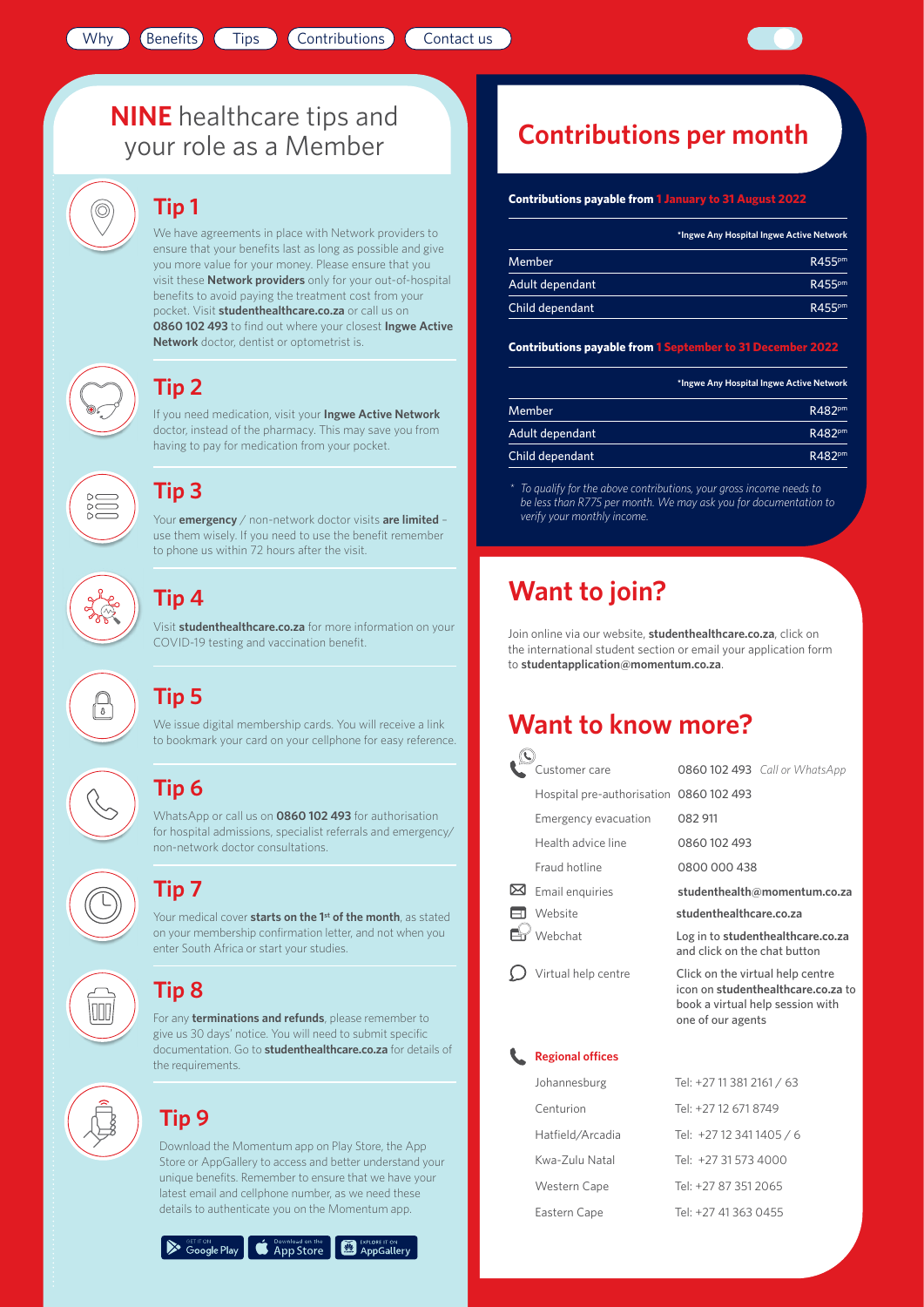Why | Benefits | Tips | Contributions | Contact us

# **NINE** healthcare tips and your role as a Member

## Tip 1

We have agreements in place with Network providers to ensure that your benefits last as long as possible and give you more value for your money. Please ensure that you visit these **Network providers** only for your out-of-hospital benefits to avoid paying the treatment cost from your pocket. Visit **studenthealthcare.co.za** or call us on **0860 102 493** to find out where your closest **Ingwe Active Network** doctor, dentist or optometrist is.

## Tip 2

If you need medication, visit your **Ingwe Active Network** doctor, instead of the pharmacy. This may save you from having to pay for medication from your pocket.

## Tip 3

Your **emergency** / non-network doctor visits **are limited** – use them wisely. If you need to use the benefit remember to phone us within 72 hours after the visit.

## Tip 4

Visit **studenthealthcare.co.za** for more information on your COVID-19 testing and vaccination benefit.

## Tip 5

We issue digital membership cards. You will receive a link to bookmark your card on your cellphone for easy reference.

## Tip 6

WhatsApp or call us on **0860 102 493** for authorisation for hospital admissions, specialist referrals and emergency/ non-network doctor consultations.

## Tip 7

Your medical cover **starts on the 1st of the month**, as stated on your membership confirmation letter, and not when you enter South Africa or start your studies.

## Tip 8

For any **terminations and refunds**, please remember to give us 30 days' notice. You will need to submit specific documentation. Go to **studenthealthcare.co.za** for details of the requirements.

## Tip 9

Download the Momentum app on Play Store, the App Store or AppGallery to access and better understand your unique benefits. Remember to ensure that we have your latest email and cellphone number, as we need these details to authenticate you on the Momentum app.

GET IT ON Google Play | Download on the App Store | EXPLORE IT ON AppGallery

# Contributions per month

**Contributions payable from 1 January to 31 August 2022**

| | *Ingwe Any Hospital Ingwe Active Network |
|---|---|
| Member | R455pm |
| Adult dependant | R455pm |
| Child dependant | R455pm |

**Contributions payable from 1 September to 31 December 2022**

| | *Ingwe Any Hospital Ingwe Active Network |
|---|---|
| Member | R482pm |
| Adult dependant | R482pm |
| Child dependant | R482pm |

*\* To qualify for the above contributions, your gross income needs to be less than R775 per month. We may ask you for documentation to verify your monthly income.*

# Want to join?

Join online via our website, **studenthealthcare.co.za**, click on the international student section or email your application form to **studentapplication@momentum.co.za**.

# Want to know more?

| | |
|---|---|
| Customer care | 0860 102 493 *Call or WhatsApp* |
| Hospital pre-authorisation | 0860 102 493 |
| Emergency evacuation | 082 911 |
| Health advice line | 0860 102 493 |
| Fraud hotline | 0800 000 438 |
| Email enquiries | **studenthealth@momentum.co.za** |
| Website | **studenthealthcare.co.za** |
| Webchat | Log in to **studenthealthcare.co.za** and click on the chat button |
| Virtual help centre | Click on the virtual help centre icon on **studenthealthcare.co.za** to book a virtual help session with one of our agents |

**Regional offices**

| | |
|---|---|
| Johannesburg | Tel: +27 11 381 2161 / 63 |
| Centurion | Tel: +27 12 671 8749 |
| Hatfield/Arcadia | Tel: +27 12 341 1405 / 6 |
| Kwa-Zulu Natal | Tel: +27 31 573 4000 |
| Western Cape | Tel: +27 87 351 2065 |
| Eastern Cape | Tel: +27 41 363 0455 |